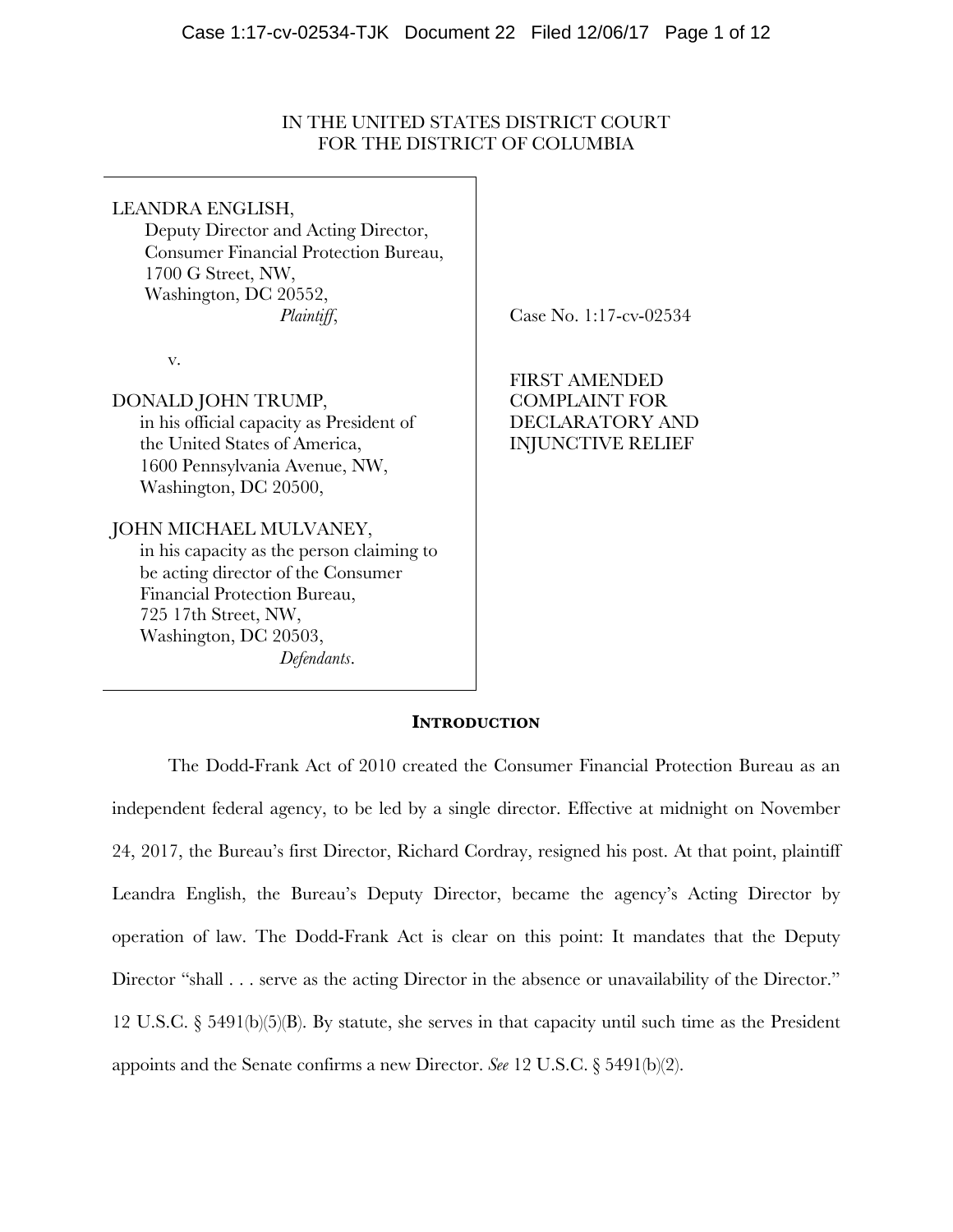IN THE UNITED STATES DISTRICT COURT
FOR THE DISTRICT OF COLUMBIA

LEANDRA ENGLISH,
Deputy Director and Acting Director,
Consumer Financial Protection Bureau,
1700 G Street, NW,
Washington, DC 20552,
*Plaintiff*,

v.

DONALD JOHN TRUMP,
in his official capacity as President of the United States of America,
1600 Pennsylvania Avenue, NW,
Washington, DC 20500,

JOHN MICHAEL MULVANEY,
in his capacity as the person claiming to be acting director of the Consumer Financial Protection Bureau,
725 17th Street, NW,
Washington, DC 20503,
*Defendants*.

Case No. 1:17-cv-02534

FIRST AMENDED COMPLAINT FOR DECLARATORY AND INJUNCTIVE RELIEF

## **INTRODUCTION**

The Dodd-Frank Act of 2010 created the Consumer Financial Protection Bureau as an independent federal agency, to be led by a single director. Effective at midnight on November 24, 2017, the Bureau's first Director, Richard Cordray, resigned his post. At that point, plaintiff Leandra English, the Bureau's Deputy Director, became the agency's Acting Director by operation of law. The Dodd-Frank Act is clear on this point: It mandates that the Deputy Director "shall . . . serve as the acting Director in the absence or unavailability of the Director." 12 U.S.C. § 5491(b)(5)(B). By statute, she serves in that capacity until such time as the President appoints and the Senate confirms a new Director. *See* 12 U.S.C. § 5491(b)(2).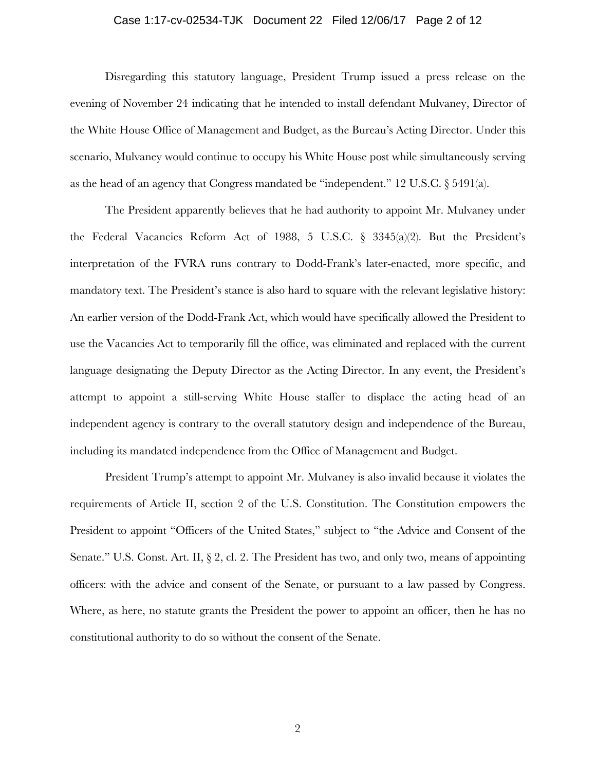Disregarding this statutory language, President Trump issued a press release on the evening of November 24 indicating that he intended to install defendant Mulvaney, Director of the White House Office of Management and Budget, as the Bureau's Acting Director. Under this scenario, Mulvaney would continue to occupy his White House post while simultaneously serving as the head of an agency that Congress mandated be "independent." 12 U.S.C. § 5491(a).

The President apparently believes that he had authority to appoint Mr. Mulvaney under the Federal Vacancies Reform Act of 1988, 5 U.S.C. § 3345(a)(2). But the President's interpretation of the FVRA runs contrary to Dodd-Frank's later-enacted, more specific, and mandatory text. The President's stance is also hard to square with the relevant legislative history: An earlier version of the Dodd-Frank Act, which would have specifically allowed the President to use the Vacancies Act to temporarily fill the office, was eliminated and replaced with the current language designating the Deputy Director as the Acting Director. In any event, the President's attempt to appoint a still-serving White House staffer to displace the acting head of an independent agency is contrary to the overall statutory design and independence of the Bureau, including its mandated independence from the Office of Management and Budget.

President Trump's attempt to appoint Mr. Mulvaney is also invalid because it violates the requirements of Article II, section 2 of the U.S. Constitution. The Constitution empowers the President to appoint "Officers of the United States," subject to "the Advice and Consent of the Senate." U.S. Const. Art. II, § 2, cl. 2. The President has two, and only two, means of appointing officers: with the advice and consent of the Senate, or pursuant to a law passed by Congress. Where, as here, no statute grants the President the power to appoint an officer, then he has no constitutional authority to do so without the consent of the Senate.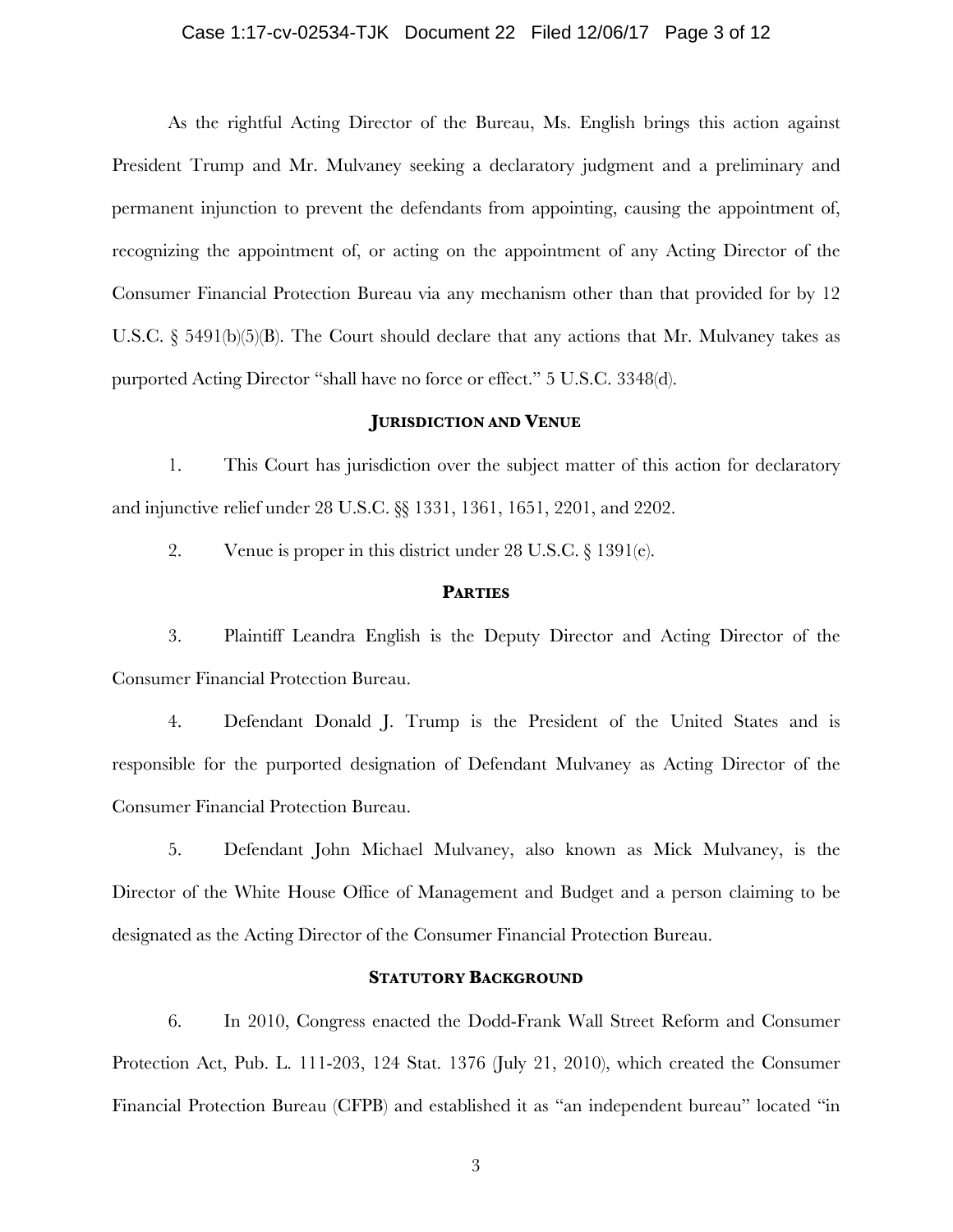As the rightful Acting Director of the Bureau, Ms. English brings this action against President Trump and Mr. Mulvaney seeking a declaratory judgment and a preliminary and permanent injunction to prevent the defendants from appointing, causing the appointment of, recognizing the appointment of, or acting on the appointment of any Acting Director of the Consumer Financial Protection Bureau via any mechanism other than that provided for by 12 U.S.C. § 5491(b)(5)(B). The Court should declare that any actions that Mr. Mulvaney takes as purported Acting Director "shall have no force or effect." 5 U.S.C. 3348(d).

## JURISDICTION AND VENUE

1. This Court has jurisdiction over the subject matter of this action for declaratory and injunctive relief under 28 U.S.C. §§ 1331, 1361, 1651, 2201, and 2202.

2. Venue is proper in this district under 28 U.S.C. § 1391(e).

## PARTIES

3. Plaintiff Leandra English is the Deputy Director and Acting Director of the Consumer Financial Protection Bureau.

4. Defendant Donald J. Trump is the President of the United States and is responsible for the purported designation of Defendant Mulvaney as Acting Director of the Consumer Financial Protection Bureau.

5. Defendant John Michael Mulvaney, also known as Mick Mulvaney, is the Director of the White House Office of Management and Budget and a person claiming to be designated as the Acting Director of the Consumer Financial Protection Bureau.

## STATUTORY BACKGROUND

6. In 2010, Congress enacted the Dodd-Frank Wall Street Reform and Consumer Protection Act, Pub. L. 111-203, 124 Stat. 1376 (July 21, 2010), which created the Consumer Financial Protection Bureau (CFPB) and established it as "an independent bureau" located "in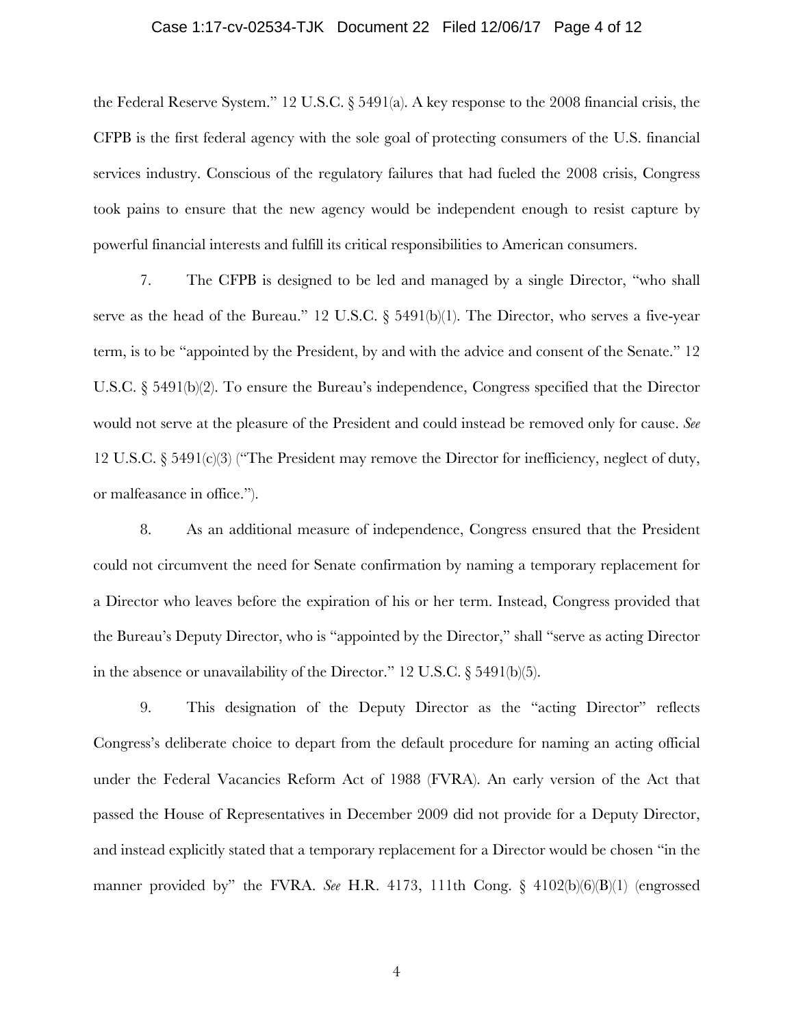the Federal Reserve System." 12 U.S.C. § 5491(a). A key response to the 2008 financial crisis, the CFPB is the first federal agency with the sole goal of protecting consumers of the U.S. financial services industry. Conscious of the regulatory failures that had fueled the 2008 crisis, Congress took pains to ensure that the new agency would be independent enough to resist capture by powerful financial interests and fulfill its critical responsibilities to American consumers.

7. The CFPB is designed to be led and managed by a single Director, "who shall serve as the head of the Bureau." 12 U.S.C. § 5491(b)(1). The Director, who serves a five-year term, is to be "appointed by the President, by and with the advice and consent of the Senate." 12 U.S.C. § 5491(b)(2). To ensure the Bureau's independence, Congress specified that the Director would not serve at the pleasure of the President and could instead be removed only for cause. *See* 12 U.S.C. § 5491(c)(3) ("The President may remove the Director for inefficiency, neglect of duty, or malfeasance in office.").

8. As an additional measure of independence, Congress ensured that the President could not circumvent the need for Senate confirmation by naming a temporary replacement for a Director who leaves before the expiration of his or her term. Instead, Congress provided that the Bureau's Deputy Director, who is "appointed by the Director," shall "serve as acting Director in the absence or unavailability of the Director." 12 U.S.C. § 5491(b)(5).

9. This designation of the Deputy Director as the "acting Director" reflects Congress's deliberate choice to depart from the default procedure for naming an acting official under the Federal Vacancies Reform Act of 1988 (FVRA). An early version of the Act that passed the House of Representatives in December 2009 did not provide for a Deputy Director, and instead explicitly stated that a temporary replacement for a Director would be chosen "in the manner provided by" the FVRA. *See* H.R. 4173, 111th Cong. § 4102(b)(6)(B)(1) (engrossed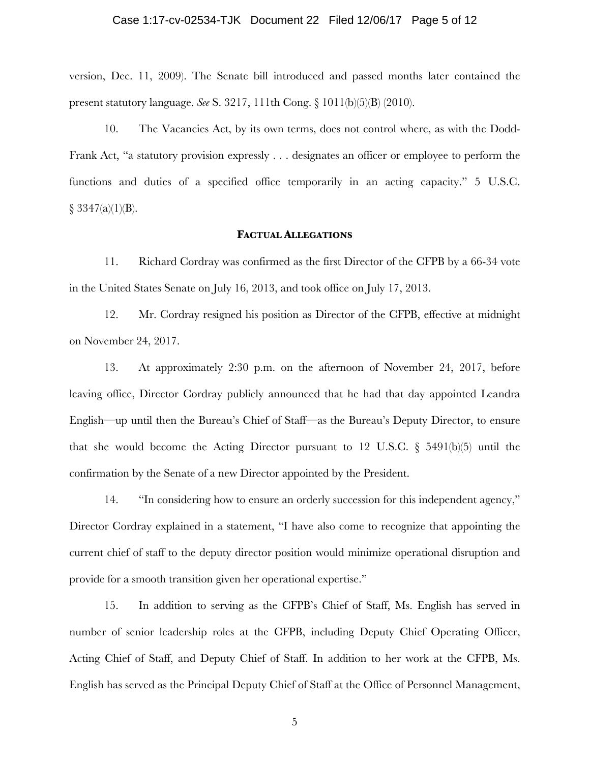version, Dec. 11, 2009). The Senate bill introduced and passed months later contained the present statutory language. *See* S. 3217, 111th Cong. § 1011(b)(5)(B) (2010).

10. The Vacancies Act, by its own terms, does not control where, as with the Dodd-Frank Act, "a statutory provision expressly . . . designates an officer or employee to perform the functions and duties of a specified office temporarily in an acting capacity." 5 U.S.C. § 3347(a)(1)(B).

## **FACTUAL ALLEGATIONS**

11. Richard Cordray was confirmed as the first Director of the CFPB by a 66-34 vote in the United States Senate on July 16, 2013, and took office on July 17, 2013.

12. Mr. Cordray resigned his position as Director of the CFPB, effective at midnight on November 24, 2017.

13. At approximately 2:30 p.m. on the afternoon of November 24, 2017, before leaving office, Director Cordray publicly announced that he had that day appointed Leandra English—up until then the Bureau's Chief of Staff—as the Bureau's Deputy Director, to ensure that she would become the Acting Director pursuant to 12 U.S.C. § 5491(b)(5) until the confirmation by the Senate of a new Director appointed by the President.

14. "In considering how to ensure an orderly succession for this independent agency," Director Cordray explained in a statement, "I have also come to recognize that appointing the current chief of staff to the deputy director position would minimize operational disruption and provide for a smooth transition given her operational expertise."

15. In addition to serving as the CFPB's Chief of Staff, Ms. English has served in number of senior leadership roles at the CFPB, including Deputy Chief Operating Officer, Acting Chief of Staff, and Deputy Chief of Staff. In addition to her work at the CFPB, Ms. English has served as the Principal Deputy Chief of Staff at the Office of Personnel Management,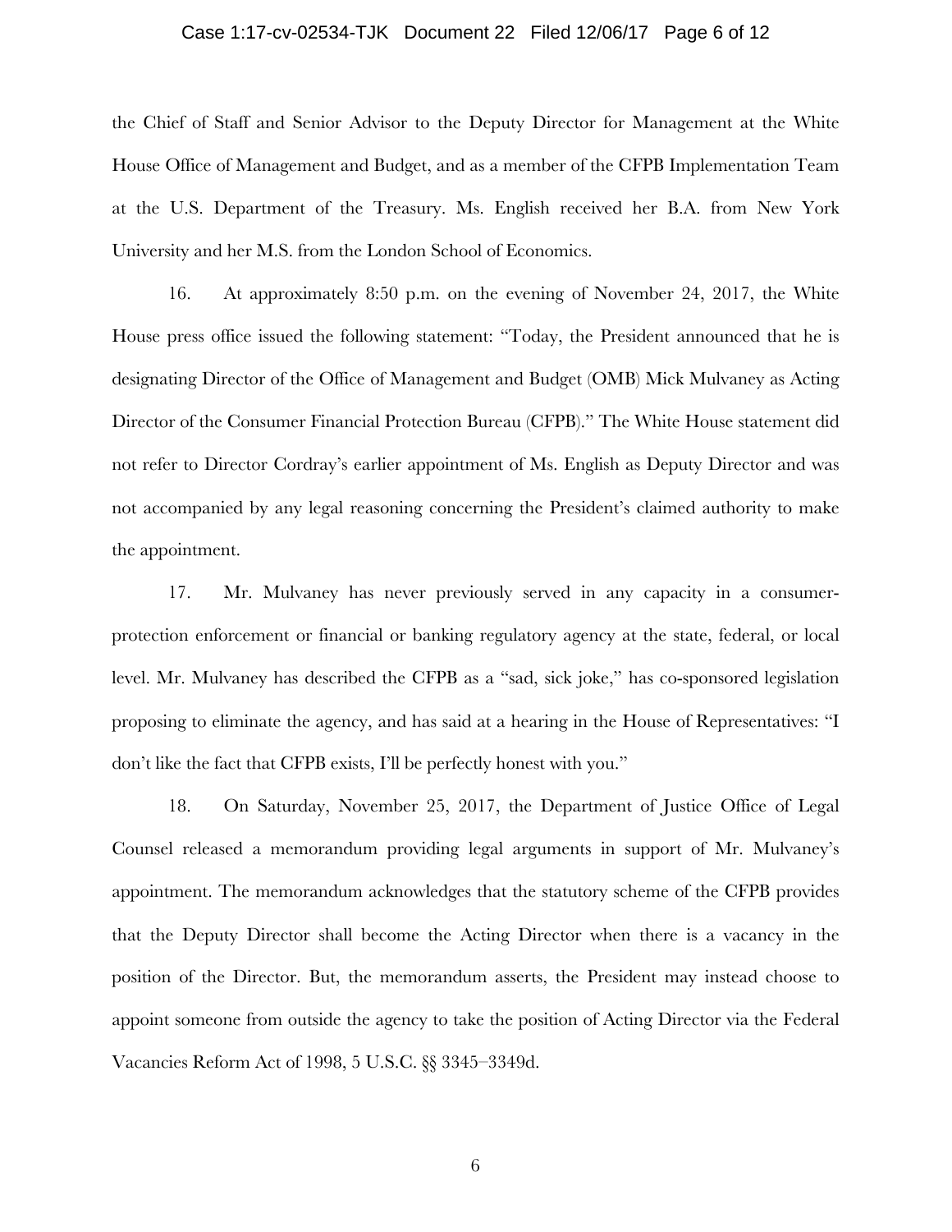the Chief of Staff and Senior Advisor to the Deputy Director for Management at the White House Office of Management and Budget, and as a member of the CFPB Implementation Team at the U.S. Department of the Treasury. Ms. English received her B.A. from New York University and her M.S. from the London School of Economics.

16. At approximately 8:50 p.m. on the evening of November 24, 2017, the White House press office issued the following statement: "Today, the President announced that he is designating Director of the Office of Management and Budget (OMB) Mick Mulvaney as Acting Director of the Consumer Financial Protection Bureau (CFPB)." The White House statement did not refer to Director Cordray's earlier appointment of Ms. English as Deputy Director and was not accompanied by any legal reasoning concerning the President's claimed authority to make the appointment.

17. Mr. Mulvaney has never previously served in any capacity in a consumer-protection enforcement or financial or banking regulatory agency at the state, federal, or local level. Mr. Mulvaney has described the CFPB as a "sad, sick joke," has co-sponsored legislation proposing to eliminate the agency, and has said at a hearing in the House of Representatives: "I don't like the fact that CFPB exists, I'll be perfectly honest with you."

18. On Saturday, November 25, 2017, the Department of Justice Office of Legal Counsel released a memorandum providing legal arguments in support of Mr. Mulvaney's appointment. The memorandum acknowledges that the statutory scheme of the CFPB provides that the Deputy Director shall become the Acting Director when there is a vacancy in the position of the Director. But, the memorandum asserts, the President may instead choose to appoint someone from outside the agency to take the position of Acting Director via the Federal Vacancies Reform Act of 1998, 5 U.S.C. §§ 3345–3349d.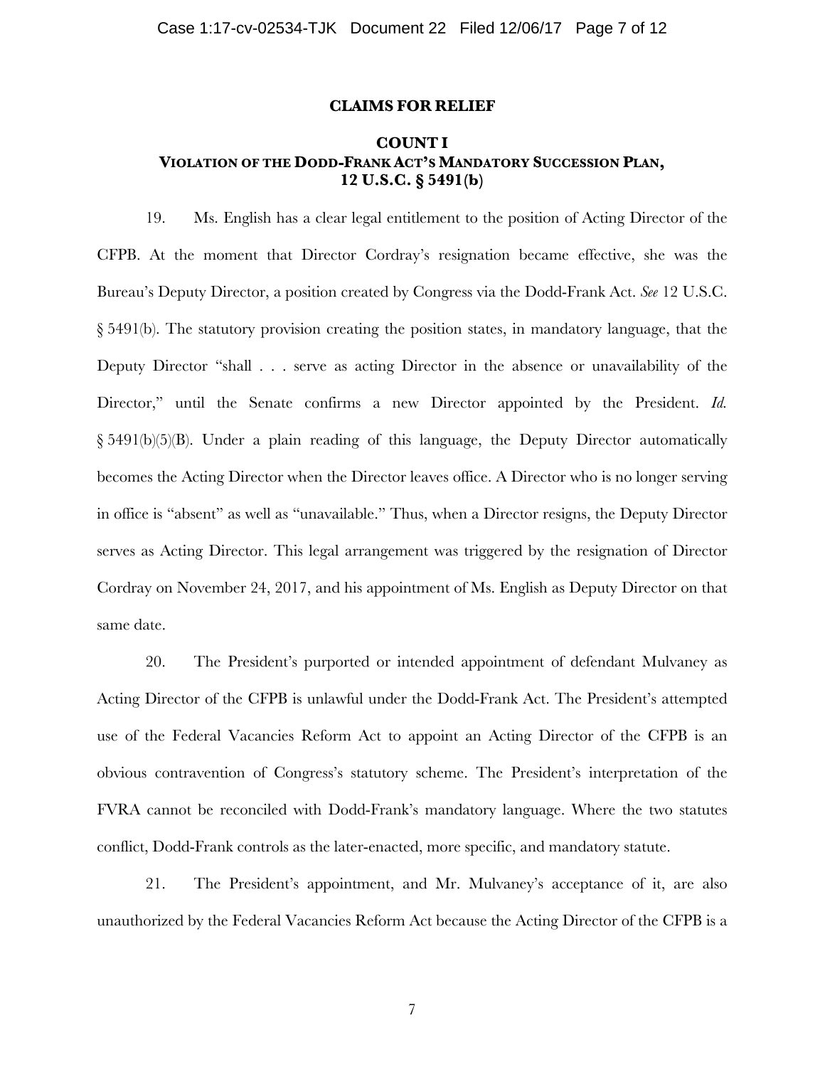## CLAIMS FOR RELIEF

### COUNT I
### VIOLATION OF THE DODD-FRANK ACT'S MANDATORY SUCCESSION PLAN, 12 U.S.C. § 5491(b)

19. Ms. English has a clear legal entitlement to the position of Acting Director of the CFPB. At the moment that Director Cordray's resignation became effective, she was the Bureau's Deputy Director, a position created by Congress via the Dodd-Frank Act. *See* 12 U.S.C. § 5491(b). The statutory provision creating the position states, in mandatory language, that the Deputy Director "shall . . . serve as acting Director in the absence or unavailability of the Director," until the Senate confirms a new Director appointed by the President. *Id.* § 5491(b)(5)(B). Under a plain reading of this language, the Deputy Director automatically becomes the Acting Director when the Director leaves office. A Director who is no longer serving in office is "absent" as well as "unavailable." Thus, when a Director resigns, the Deputy Director serves as Acting Director. This legal arrangement was triggered by the resignation of Director Cordray on November 24, 2017, and his appointment of Ms. English as Deputy Director on that same date.

20. The President's purported or intended appointment of defendant Mulvaney as Acting Director of the CFPB is unlawful under the Dodd-Frank Act. The President's attempted use of the Federal Vacancies Reform Act to appoint an Acting Director of the CFPB is an obvious contravention of Congress's statutory scheme. The President's interpretation of the FVRA cannot be reconciled with Dodd-Frank's mandatory language. Where the two statutes conflict, Dodd-Frank controls as the later-enacted, more specific, and mandatory statute.

21. The President's appointment, and Mr. Mulvaney's acceptance of it, are also unauthorized by the Federal Vacancies Reform Act because the Acting Director of the CFPB is a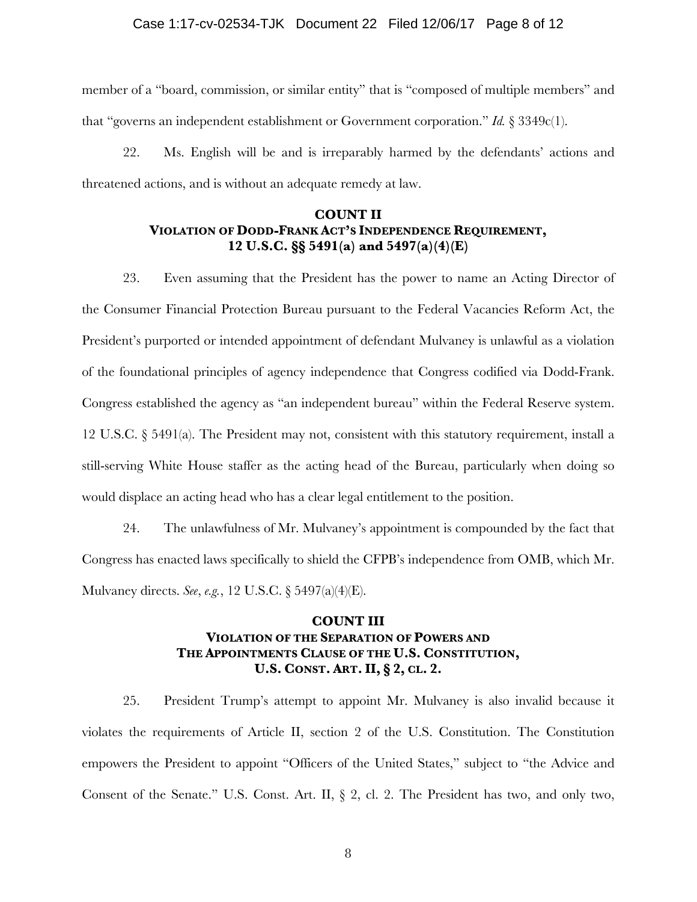member of a "board, commission, or similar entity" that is "composed of multiple members" and that "governs an independent establishment or Government corporation." *Id.* § 3349c(1).

22. Ms. English will be and is irreparably harmed by the defendants' actions and threatened actions, and is without an adequate remedy at law.

## COUNT II
## VIOLATION OF DODD-FRANK ACT'S INDEPENDENCE REQUIREMENT, 12 U.S.C. §§ 5491(a) and 5497(a)(4)(E)

23. Even assuming that the President has the power to name an Acting Director of the Consumer Financial Protection Bureau pursuant to the Federal Vacancies Reform Act, the President's purported or intended appointment of defendant Mulvaney is unlawful as a violation of the foundational principles of agency independence that Congress codified via Dodd-Frank. Congress established the agency as "an independent bureau" within the Federal Reserve system. 12 U.S.C. § 5491(a). The President may not, consistent with this statutory requirement, install a still-serving White House staffer as the acting head of the Bureau, particularly when doing so would displace an acting head who has a clear legal entitlement to the position.

24. The unlawfulness of Mr. Mulvaney's appointment is compounded by the fact that Congress has enacted laws specifically to shield the CFPB's independence from OMB, which Mr. Mulvaney directs. *See*, *e.g.*, 12 U.S.C. § 5497(a)(4)(E).

## COUNT III
## VIOLATION OF THE SEPARATION OF POWERS AND THE APPOINTMENTS CLAUSE OF THE U.S. CONSTITUTION, U.S. CONST. ART. II, § 2, CL. 2.

25. President Trump's attempt to appoint Mr. Mulvaney is also invalid because it violates the requirements of Article II, section 2 of the U.S. Constitution. The Constitution empowers the President to appoint "Officers of the United States," subject to "the Advice and Consent of the Senate." U.S. Const. Art. II, § 2, cl. 2. The President has two, and only two,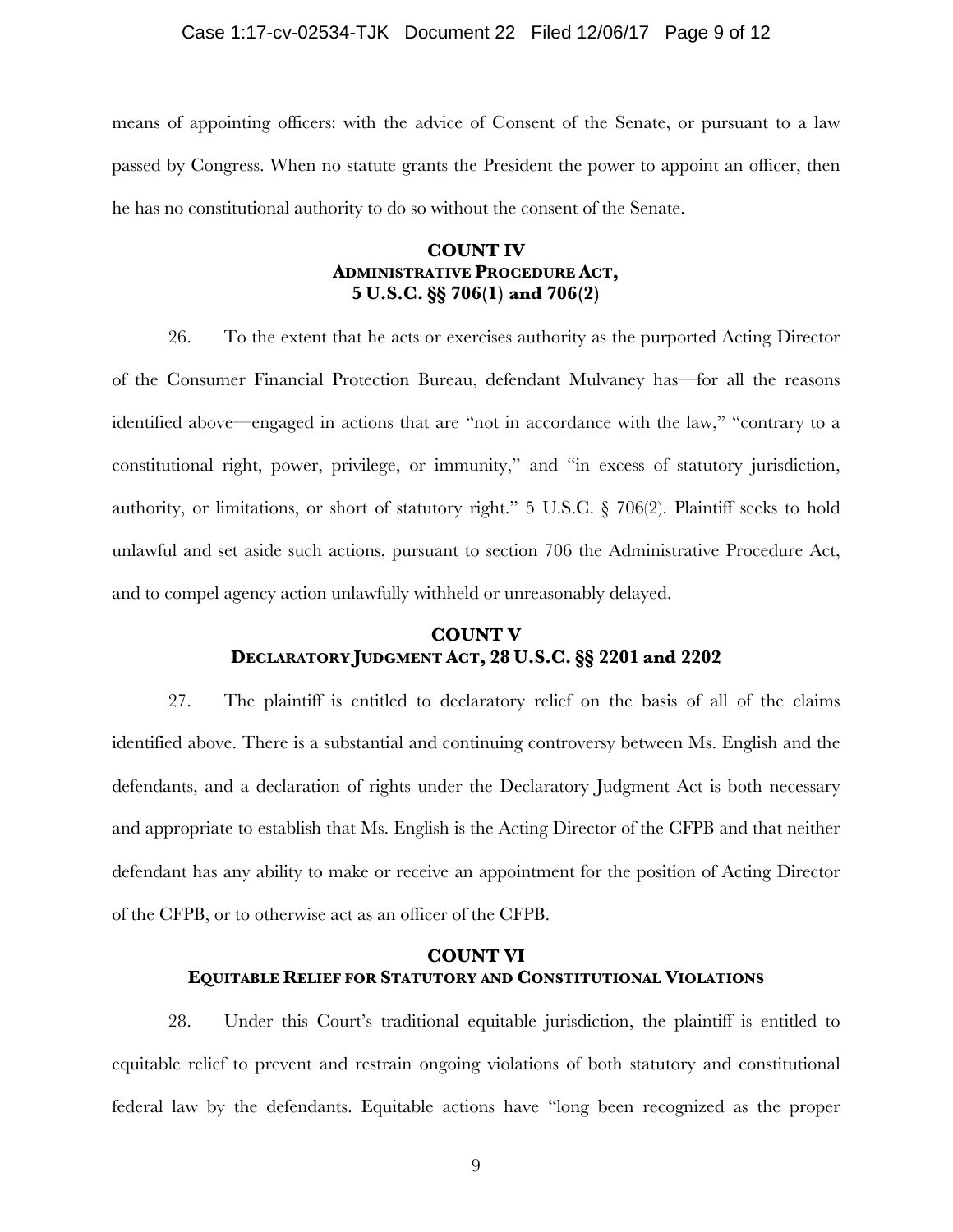means of appointing officers: with the advice of Consent of the Senate, or pursuant to a law passed by Congress. When no statute grants the President the power to appoint an officer, then he has no constitutional authority to do so without the consent of the Senate.

## COUNT IV
### ADMINISTRATIVE PROCEDURE ACT, 5 U.S.C. §§ 706(1) and 706(2)

26. To the extent that he acts or exercises authority as the purported Acting Director of the Consumer Financial Protection Bureau, defendant Mulvaney has—for all the reasons identified above—engaged in actions that are "not in accordance with the law," "contrary to a constitutional right, power, privilege, or immunity," and "in excess of statutory jurisdiction, authority, or limitations, or short of statutory right." 5 U.S.C. § 706(2). Plaintiff seeks to hold unlawful and set aside such actions, pursuant to section 706 the Administrative Procedure Act, and to compel agency action unlawfully withheld or unreasonably delayed.

## COUNT V
### DECLARATORY JUDGMENT ACT, 28 U.S.C. §§ 2201 and 2202

27. The plaintiff is entitled to declaratory relief on the basis of all of the claims identified above. There is a substantial and continuing controversy between Ms. English and the defendants, and a declaration of rights under the Declaratory Judgment Act is both necessary and appropriate to establish that Ms. English is the Acting Director of the CFPB and that neither defendant has any ability to make or receive an appointment for the position of Acting Director of the CFPB, or to otherwise act as an officer of the CFPB.

## COUNT VI
### EQUITABLE RELIEF FOR STATUTORY AND CONSTITUTIONAL VIOLATIONS

28. Under this Court's traditional equitable jurisdiction, the plaintiff is entitled to equitable relief to prevent and restrain ongoing violations of both statutory and constitutional federal law by the defendants. Equitable actions have "long been recognized as the proper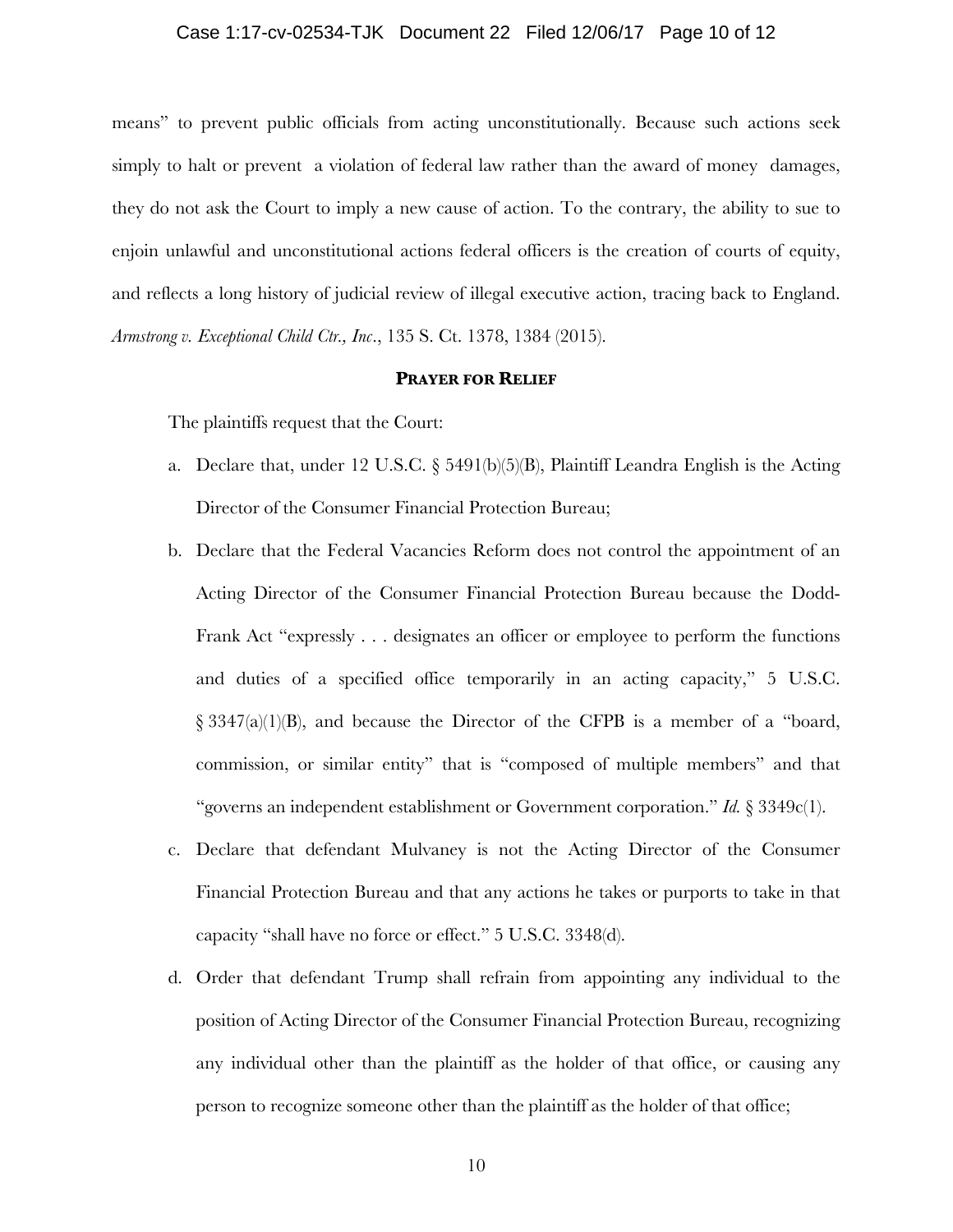means" to prevent public officials from acting unconstitutionally. Because such actions seek simply to halt or prevent a violation of federal law rather than the award of money damages, they do not ask the Court to imply a new cause of action. To the contrary, the ability to sue to enjoin unlawful and unconstitutional actions federal officers is the creation of courts of equity, and reflects a long history of judicial review of illegal executive action, tracing back to England. *Armstrong v. Exceptional Child Ctr., Inc*., 135 S. Ct. 1378, 1384 (2015).

## PRAYER FOR RELIEF

The plaintiffs request that the Court:

a. Declare that, under 12 U.S.C. § 5491(b)(5)(B), Plaintiff Leandra English is the Acting Director of the Consumer Financial Protection Bureau;

b. Declare that the Federal Vacancies Reform does not control the appointment of an Acting Director of the Consumer Financial Protection Bureau because the Dodd-Frank Act "expressly . . . designates an officer or employee to perform the functions and duties of a specified office temporarily in an acting capacity," 5 U.S.C. § 3347(a)(1)(B), and because the Director of the CFPB is a member of a "board, commission, or similar entity" that is "composed of multiple members" and that "governs an independent establishment or Government corporation." *Id.* § 3349c(1).

c. Declare that defendant Mulvaney is not the Acting Director of the Consumer Financial Protection Bureau and that any actions he takes or purports to take in that capacity "shall have no force or effect." 5 U.S.C. 3348(d).

d. Order that defendant Trump shall refrain from appointing any individual to the position of Acting Director of the Consumer Financial Protection Bureau, recognizing any individual other than the plaintiff as the holder of that office, or causing any person to recognize someone other than the plaintiff as the holder of that office;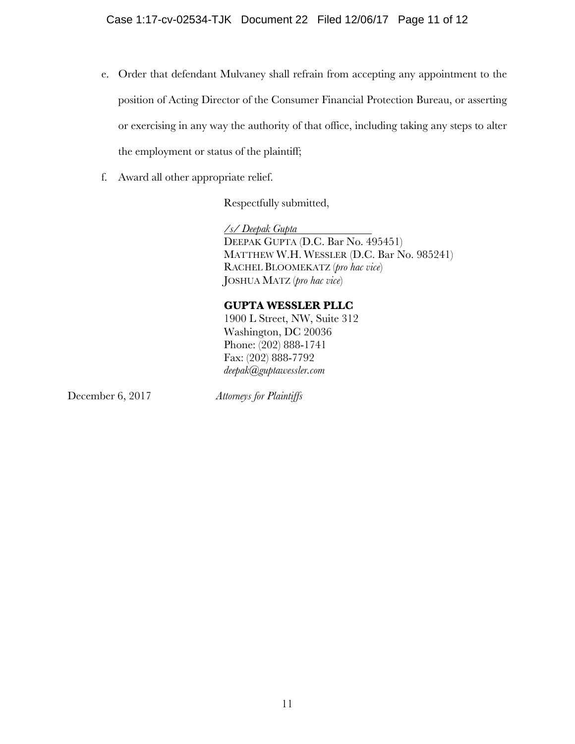e. Order that defendant Mulvaney shall refrain from accepting any appointment to the position of Acting Director of the Consumer Financial Protection Bureau, or asserting or exercising in any way the authority of that office, including taking any steps to alter the employment or status of the plaintiff;

f. Award all other appropriate relief.

Respectfully submitted,

*/s/ Deepak Gupta*
DEEPAK GUPTA (D.C. Bar No. 495451)
MATTHEW W.H. WESSLER (D.C. Bar No. 985241)
RACHEL BLOOMEKATZ (*pro hac vice*)
JOSHUA MATZ (*pro hac vice*)

**GUPTA WESSLER PLLC**
1900 L Street, NW, Suite 312
Washington, DC 20036
Phone: (202) 888-1741
Fax: (202) 888-7792
*deepak@guptawessler.com*

December 6, 2017

*Attorneys for Plaintiffs*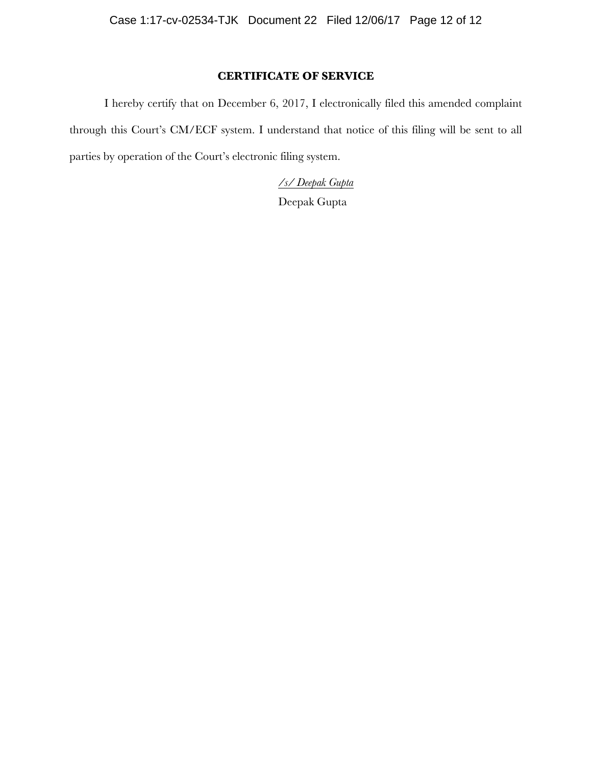## CERTIFICATE OF SERVICE

I hereby certify that on December 6, 2017, I electronically filed this amended complaint through this Court's CM/ECF system. I understand that notice of this filing will be sent to all parties by operation of the Court's electronic filing system.

*/s/ Deepak Gupta*
Deepak Gupta